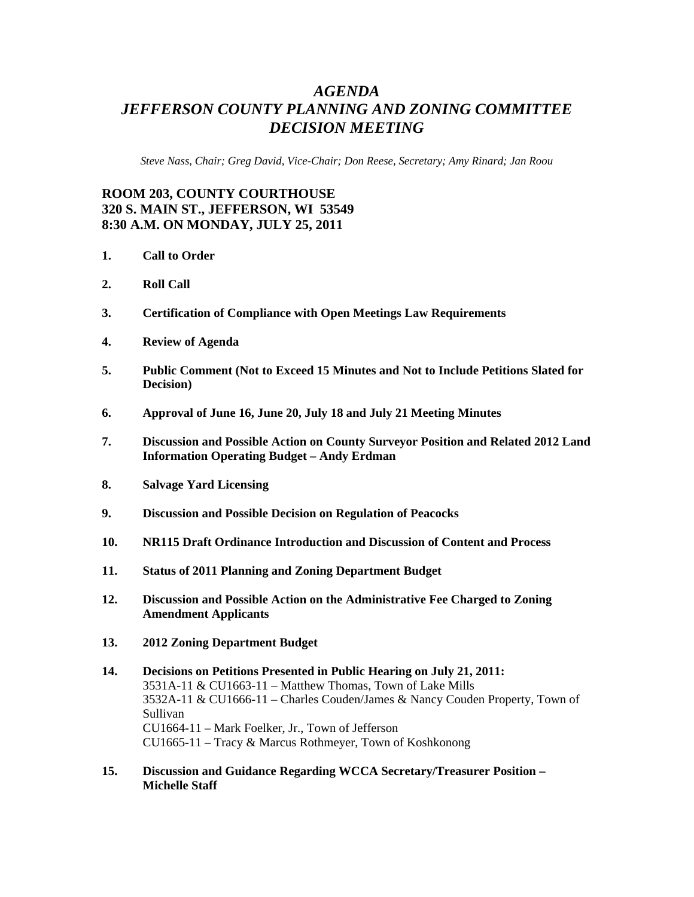# *AGENDA*
# *JEFFERSON COUNTY PLANNING AND ZONING COMMITTEE*
# *DECISION MEETING*

*Steve Nass, Chair; Greg David, Vice-Chair; Don Reese, Secretary; Amy Rinard; Jan Roou*

**ROOM 203, COUNTY COURTHOUSE**
**320 S. MAIN ST., JEFFERSON, WI 53549**
**8:30 A.M. ON MONDAY, JULY 25, 2011**

1. **Call to Order**

2. **Roll Call**

3. **Certification of Compliance with Open Meetings Law Requirements**

4. **Review of Agenda**

5. **Public Comment (Not to Exceed 15 Minutes and Not to Include Petitions Slated for Decision)**

6. **Approval of June 16, June 20, July 18 and July 21 Meeting Minutes**

7. **Discussion and Possible Action on County Surveyor Position and Related 2012 Land Information Operating Budget – Andy Erdman**

8. **Salvage Yard Licensing**

9. **Discussion and Possible Decision on Regulation of Peacocks**

10. **NR115 Draft Ordinance Introduction and Discussion of Content and Process**

11. **Status of 2011 Planning and Zoning Department Budget**

12. **Discussion and Possible Action on the Administrative Fee Charged to Zoning Amendment Applicants**

13. **2012 Zoning Department Budget**

14. **Decisions on Petitions Presented in Public Hearing on July 21, 2011:**
    3531A-11 & CU1663-11 – Matthew Thomas, Town of Lake Mills
    3532A-11 & CU1666-11 – Charles Couden/James & Nancy Couden Property, Town of Sullivan
    CU1664-11 – Mark Foelker, Jr., Town of Jefferson
    CU1665-11 – Tracy & Marcus Rothmeyer, Town of Koshkonong

15. **Discussion and Guidance Regarding WCCA Secretary/Treasurer Position – Michelle Staff**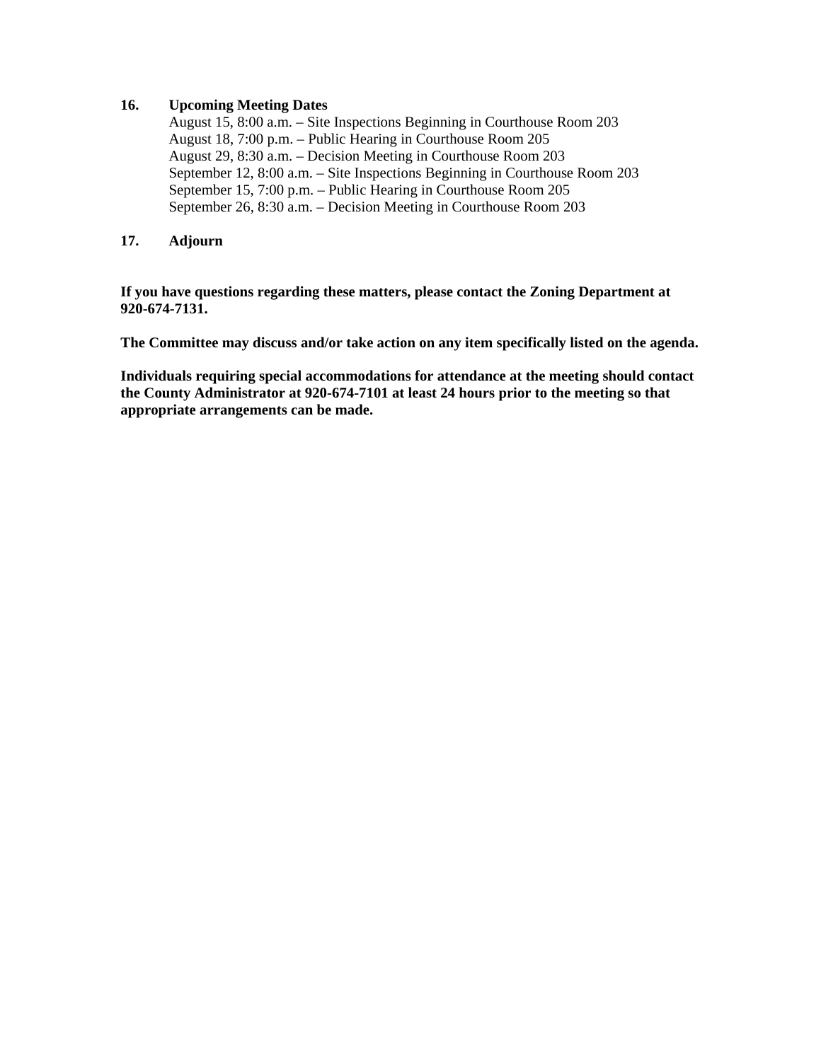**16. Upcoming Meeting Dates**

August 15, 8:00 a.m. – Site Inspections Beginning in Courthouse Room 203
August 18, 7:00 p.m. – Public Hearing in Courthouse Room 205
August 29, 8:30 a.m. – Decision Meeting in Courthouse Room 203
September 12, 8:00 a.m. – Site Inspections Beginning in Courthouse Room 203
September 15, 7:00 p.m. – Public Hearing in Courthouse Room 205
September 26, 8:30 a.m. – Decision Meeting in Courthouse Room 203

**17. Adjourn**

**If you have questions regarding these matters, please contact the Zoning Department at 920-674-7131.**

**The Committee may discuss and/or take action on any item specifically listed on the agenda.**

**Individuals requiring special accommodations for attendance at the meeting should contact the County Administrator at 920-674-7101 at least 24 hours prior to the meeting so that appropriate arrangements can be made.**